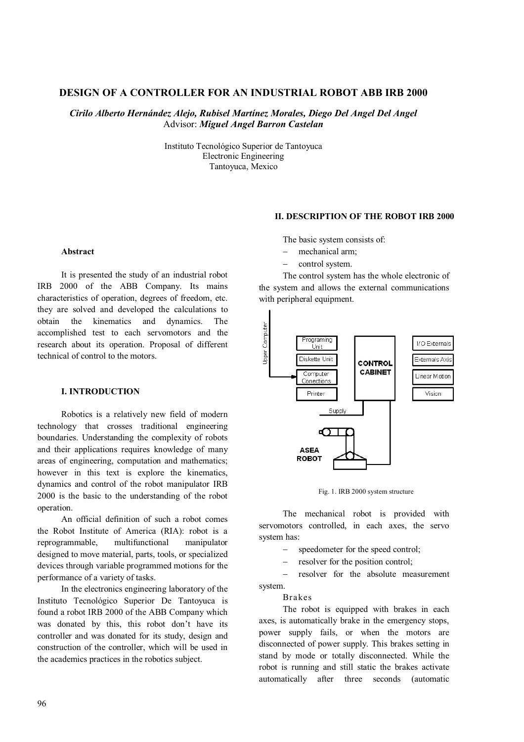# DESIGN OF A CONTROLLER FOR AN INDUSTRIAL ROBOT ABB IRB 2000

*Cirilo Alberto Hernández Alejo, Rubisel Martínez Morales, Diego Del Angel Del Angel*
Advisor: ***Miguel Angel Barron Castelan***

Instituto Tecnológico Superior de Tantoyuca
Electronic Engineering
Tantoyuca, Mexico

### Abstract

It is presented the study of an industrial robot IRB 2000 of the ABB Company. Its mains characteristics of operation, degrees of freedom, etc. they are solved and developed the calculations to obtain the kinematics and dynamics. The accomplished test to each servomotors and the research about its operation. Proposal of different technical of control to the motors.

## I. INTRODUCTION

Robotics is a relatively new field of modern technology that crosses traditional engineering boundaries. Understanding the complexity of robots and their applications requires knowledge of many areas of engineering, computation and mathematics; however in this text is explore the kinematics, dynamics and control of the robot manipulator IRB 2000 is the basic to the understanding of the robot operation.

An official definition of such a robot comes the Robot Institute of America (RIA): robot is a reprogrammable, multifunctional manipulator designed to move material, parts, tools, or specialized devices through variable programmed motions for the performance of a variety of tasks.

In the electronics engineering laboratory of the Instituto Tecnológico Superior De Tantoyuca is found a robot IRB 2000 of the ABB Company which was donated by this, this robot don't have its controller and was donated for its study, design and construction of the controller, which will be used in the academics practices in the robotics subject.

## II. DESCRIPTION OF THE ROBOT IRB 2000

The basic system consists of:

- mechanical arm;
- control system.

The control system has the whole electronic of the system and allows the external communications with peripheral equipment.

Upper Computer
Programing Unit
Diskette Unit
Computer Conections
Printer
CONTROL CABINET
I/O Externals
Externals Axis
Linear Motion
Vision
Supply
ASEA ROBOT

Fig. 1. IRB 2000 system structure

The mechanical robot is provided with servomotors controlled, in each axes, the servo system has:

- speedometer for the speed control;
- resolver for the position control;
- resolver for the absolute measurement system.

Brakes

The robot is equipped with brakes in each axes, is automatically brake in the emergency stops, power supply fails, or when the motors are disconnected of power supply. This brakes setting in stand by mode or totally disconnected. While the robot is running and still static the brakes activate automatically after three seconds (automatic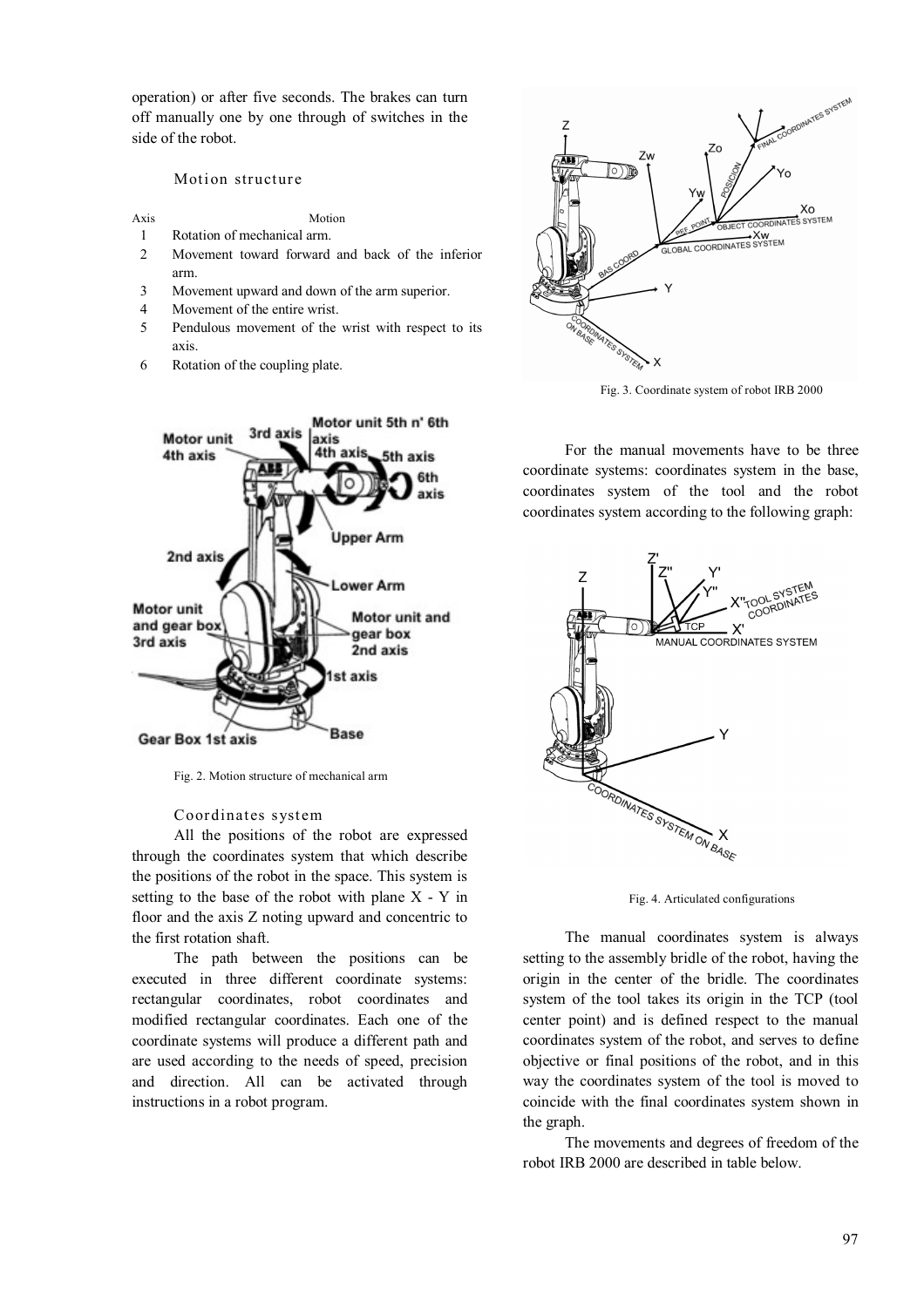operation) or after five seconds. The brakes can turn off manually one by one through of switches in the side of the robot.

### Motion structure

| Axis | Motion |
|---|---|
| 1 | Rotation of mechanical arm. |
| 2 | Movement toward forward and back of the inferior arm. |
| 3 | Movement upward and down of the arm superior. |
| 4 | Movement of the entire wrist. |
| 5 | Pendulous movement of the wrist with respect to its axis. |
| 6 | Rotation of the coupling plate. |

Motor unit 4th axis
3rd axis
Motor unit 5th n' 6th axis
4th axis
5th axis
6th axis
Upper Arm
2nd axis
Lower Arm
Motor unit and gear box 3rd axis
Motor unit and gear box 2nd axis
1st axis
Gear Box 1st axis
Base

Fig. 2. Motion structure of mechanical arm

### Coordinates system

All the positions of the robot are expressed through the coordinates system that which describe the positions of the robot in the space. This system is setting to the base of the robot with plane X - Y in floor and the axis Z noting upward and concentric to the first rotation shaft.

The path between the positions can be executed in three different coordinate systems: rectangular coordinates, robot coordinates and modified rectangular coordinates. Each one of the coordinate systems will produce a different path and are used according to the needs of speed, precision and direction. All can be activated through instructions in a robot program.

Z
Zw
Zo
FINAL COORDINATES SYSTEM
POSICION
Yo
Yw
Xo
REF. POINT
OBJECT COORDINATES SYSTEM
Xw
GLOBAL COORDINATES SYSTEM
BAS COORD
Y
COORDINATES SYSTEM ON BASE
X

Fig. 3. Coordinate system of robot IRB 2000

For the manual movements have to be three coordinate systems: coordinates system in the base, coordinates system of the tool and the robot coordinates system according to the following graph:

Z'
Z
Z''
Y'
Y''
X''
TOOL SYSTEM COORDINATES
TCP
X'
MANUAL COORDINATES SYSTEM
Y
COORDINATES SYSTEM ON BASE
X

Fig. 4. Articulated configurations

The manual coordinates system is always setting to the assembly bridle of the robot, having the origin in the center of the bridle. The coordinates system of the tool takes its origin in the TCP (tool center point) and is defined respect to the manual coordinates system of the robot, and serves to define objective or final positions of the robot, and in this way the coordinates system of the tool is moved to coincide with the final coordinates system shown in the graph.

The movements and degrees of freedom of the robot IRB 2000 are described in table below.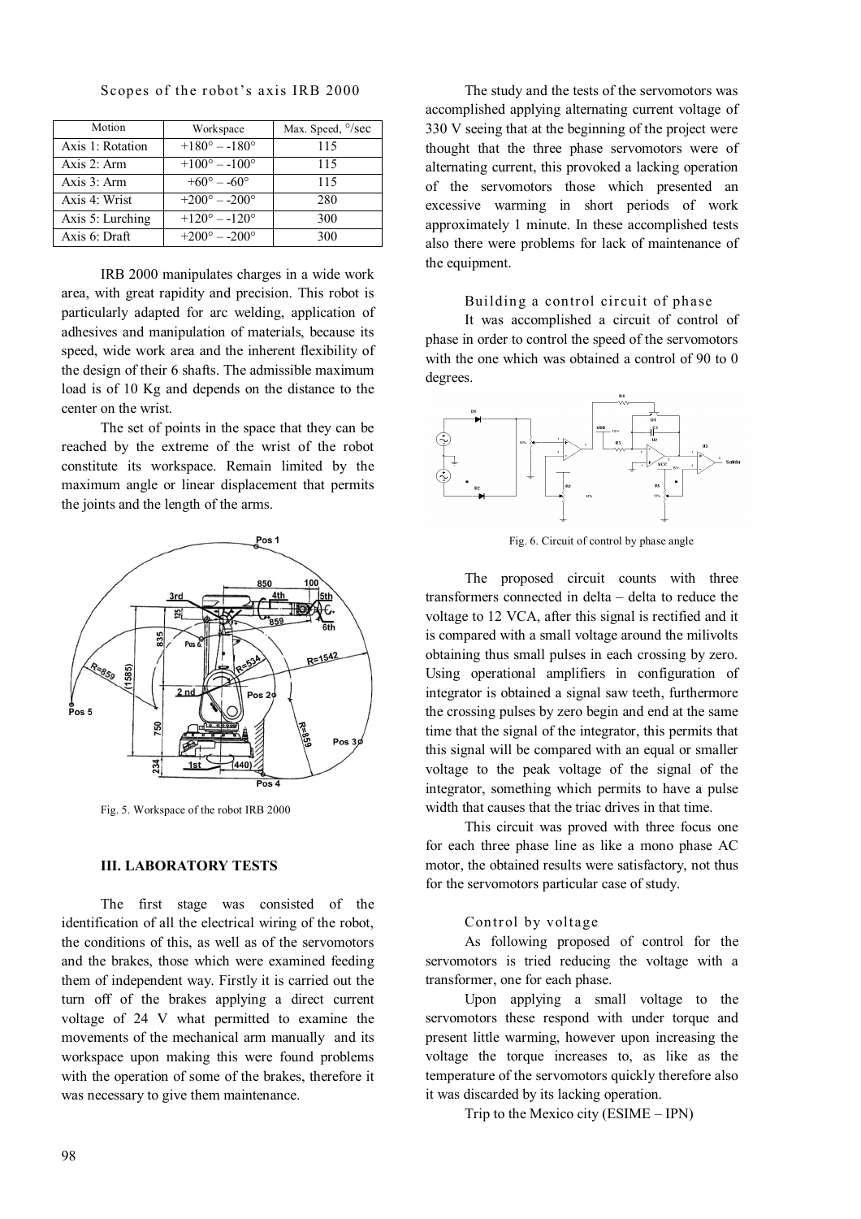Scopes of the robot's axis IRB 2000

| Motion | Workspace | Max. Speed, °/sec |
|---|---|---|
| Axis 1: Rotation | +180° – -180° | 115 |
| Axis 2: Arm | +100° – -100° | 115 |
| Axis 3: Arm | +60° – -60° | 115 |
| Axis 4: Wrist | +200° – -200° | 280 |
| Axis 5: Lurching | +120° – -120° | 300 |
| Axis 6: Draft | +200° – -200° | 300 |

IRB 2000 manipulates charges in a wide work area, with great rapidity and precision. This robot is particularly adapted for arc welding, application of adhesives and manipulation of materials, because its speed, wide work area and the inherent flexibility of the design of their 6 shafts. The admissible maximum load is of 10 Kg and depends on the distance to the center on the wrist.

The set of points in the space that they can be reached by the extreme of the wrist of the robot constitute its workspace. Remain limited by the maximum angle or linear displacement that permits the joints and the length of the arms.

Fig. 5. Workspace of the robot IRB 2000

### III. LABORATORY TESTS

The first stage was consisted of the identification of all the electrical wiring of the robot, the conditions of this, as well as of the servomotors and the brakes, those which were examined feeding them of independent way. Firstly it is carried out the turn off of the brakes applying a direct current voltage of 24 V what permitted to examine the movements of the mechanical arm manually and its workspace upon making this were found problems with the operation of some of the brakes, therefore it was necessary to give them maintenance.

The study and the tests of the servomotors was accomplished applying alternating current voltage of 330 V seeing that at the beginning of the project were thought that the three phase servomotors were of alternating current, this provoked a lacking operation of the servomotors those which presented an excessive warming in short periods of work approximately 1 minute. In these accomplished tests also there were problems for lack of maintenance of the equipment.

#### Building a control circuit of phase

It was accomplished a circuit of control of phase in order to control the speed of the servomotors with the one which was obtained a control of 90 to 0 degrees.

Fig. 6. Circuit of control by phase angle

The proposed circuit counts with three transformers connected in delta – delta to reduce the voltage to 12 VCA, after this signal is rectified and it is compared with a small voltage around the milivolts obtaining thus small pulses in each crossing by zero. Using operational amplifiers in configuration of integrator is obtained a signal saw teeth, furthermore the crossing pulses by zero begin and end at the same time that the signal of the integrator, this permits that this signal will be compared with an equal or smaller voltage to the peak voltage of the signal of the integrator, something which permits to have a pulse width that causes that the triac drives in that time.

This circuit was proved with three focus one for each three phase line as like a mono phase AC motor, the obtained results were satisfactory, not thus for the servomotors particular case of study.

#### Control by voltage

As following proposed of control for the servomotors is tried reducing the voltage with a transformer, one for each phase.

Upon applying a small voltage to the servomotors these respond with under torque and present little warming, however upon increasing the voltage the torque increases to, as like as the temperature of the servomotors quickly therefore also it was discarded by its lacking operation.

Trip to the Mexico city (ESIME – IPN)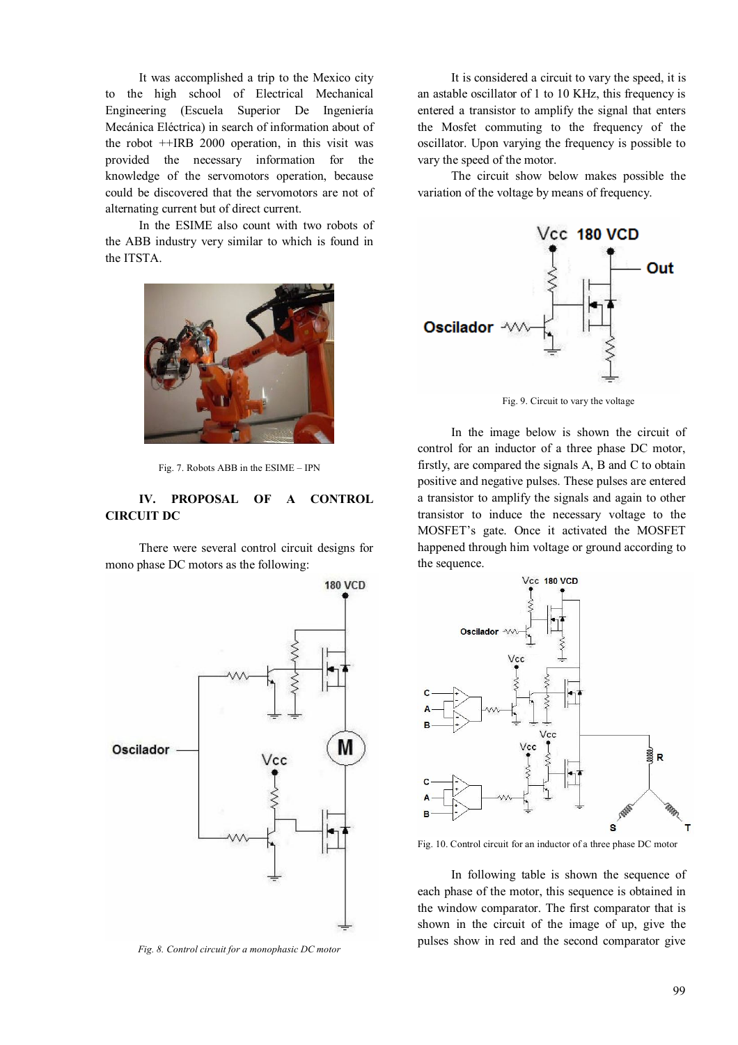It was accomplished a trip to the Mexico city to the high school of Electrical Mechanical Engineering (Escuela Superior De Ingeniería Mecánica Eléctrica) in search of information about of the robot ++IRB 2000 operation, in this visit was provided the necessary information for the knowledge of the servomotors operation, because could be discovered that the servomotors are not of alternating current but of direct current.

In the ESIME also count with two robots of the ABB industry very similar to which is found in the ITSTA.

Fig. 7. Robots ABB in the ESIME – IPN

## IV. PROPOSAL OF A CONTROL CIRCUIT DC

There were several control circuit designs for mono phase DC motors as the following:

180 VCD

Oscilador

Vcc

M

*Fig. 8. Control circuit for a monophasic DC motor*

It is considered a circuit to vary the speed, it is an astable oscillator of 1 to 10 KHz, this frequency is entered a transistor to amplify the signal that enters the Mosfet commuting to the frequency of the oscillator. Upon varying the frequency is possible to vary the speed of the motor.

The circuit show below makes possible the variation of the voltage by means of frequency.

Vcc 180 VCD

Out

Oscilador

Fig. 9. Circuit to vary the voltage

In the image below is shown the circuit of control for an inductor of a three phase DC motor, firstly, are compared the signals A, B and C to obtain positive and negative pulses. These pulses are entered a transistor to amplify the signals and again to other transistor to induce the necessary voltage to the MOSFET's gate. Once it activated the MOSFET happened through him voltage or ground according to the sequence.

Vcc 180 VCD

Oscilador

Vcc

C
A
B

Vcc

Vcc

R

C
A
B

S

T

Fig. 10. Control circuit for an inductor of a three phase DC motor

In following table is shown the sequence of each phase of the motor, this sequence is obtained in the window comparator. The first comparator that is shown in the circuit of the image of up, give the pulses show in red and the second comparator give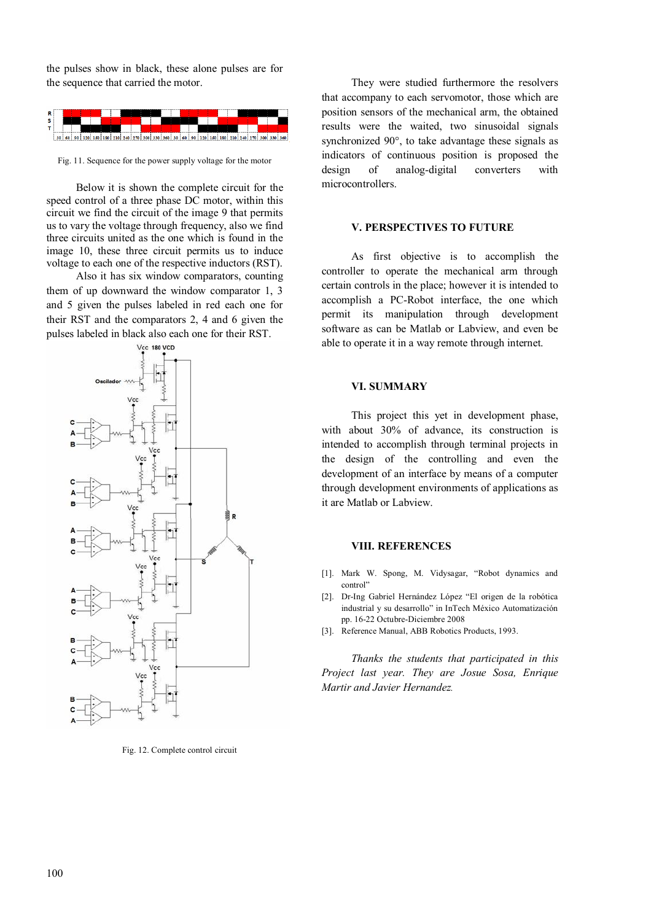the pulses show in black, these alone pulses are for the sequence that carried the motor.

R
S
T
30 60 90 120 150 180 210 240 270 300 330 360 30 60 90 120 150 180 210 240 270 300 330 360

Fig. 11. Sequence for the power supply voltage for the motor

Below it is shown the complete circuit for the speed control of a three phase DC motor, within this circuit we find the circuit of the image 9 that permits us to vary the voltage through frequency, also we find three circuits united as the one which is found in the image 10, these three circuit permits us to induce voltage to each one of the respective inductors (RST).

Also it has six window comparators, counting them of up downward the window comparator 1, 3 and 5 given the pulses labeled in red each one for their RST and the comparators 2, 4 and 6 given the pulses labeled in black also each one for their RST.

Vcc 180 VCD
Oscilador
Vcc
C
A
B
Vcc
Vcc
C
A
B
Vcc
A
B
C
R
Vcc
Vcc
S
T
A
B
C
Vcc
B
C
A
Vcc
Vcc
B
C
A

Fig. 12. Complete control circuit

They were studied furthermore the resolvers that accompany to each servomotor, those which are position sensors of the mechanical arm, the obtained results were the waited, two sinusoidal signals synchronized 90°, to take advantage these signals as indicators of continuous position is proposed the design of analog-digital converters with microcontrollers.

## V. PERSPECTIVES TO FUTURE

As first objective is to accomplish the controller to operate the mechanical arm through certain controls in the place; however it is intended to accomplish a PC-Robot interface, the one which permit its manipulation through development software as can be Matlab or Labview, and even be able to operate it in a way remote through internet.

## VI. SUMMARY

This project this yet in development phase, with about 30% of advance, its construction is intended to accomplish through terminal projects in the design of the controlling and even the development of an interface by means of a computer through development environments of applications as it are Matlab or Labview.

## VIII. REFERENCES

[1]. Mark W. Spong, M. Vidysagar, "Robot dynamics and control"

[2]. Dr-Ing Gabriel Hernández López "El origen de la robótica industrial y su desarrollo" in InTech México Automatización pp. 16-22 Octubre-Diciembre 2008

[3]. Reference Manual, ABB Robotics Products, 1993.

*Thanks the students that participated in this Project last year. They are Josue Sosa, Enrique Martir and Javier Hernandez.*